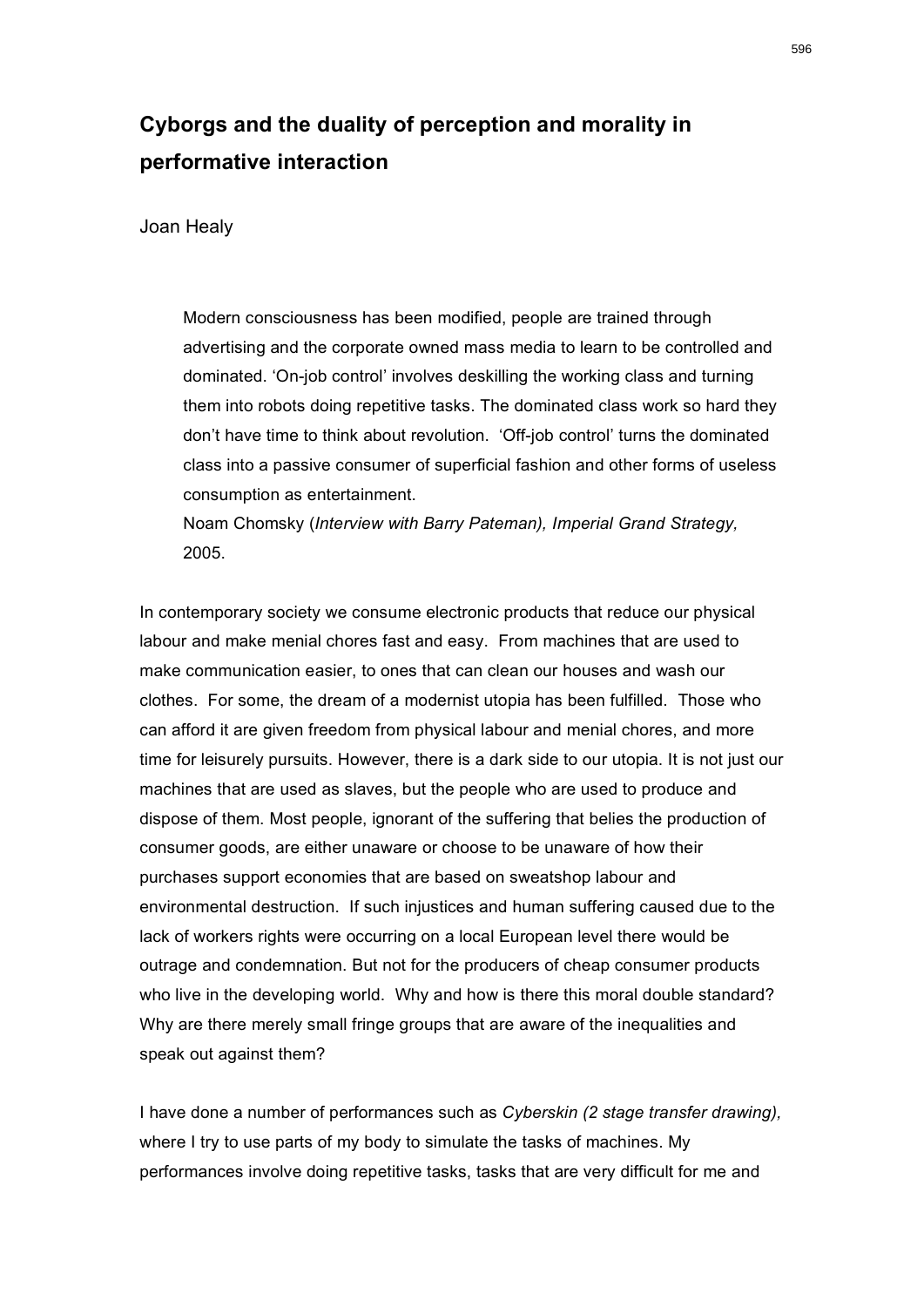# Cyborgs and the duality of perception and morality in performative interaction

Joan Healy

> Modern consciousness has been modified, people are trained through advertising and the corporate owned mass media to learn to be controlled and dominated. 'On-job control' involves deskilling the working class and turning them into robots doing repetitive tasks. The dominated class work so hard they don't have time to think about revolution. 'Off-job control' turns the dominated class into a passive consumer of superficial fashion and other forms of useless consumption as entertainment.
> Noam Chomsky (*Interview with Barry Pateman), Imperial Grand Strategy,* 2005.

In contemporary society we consume electronic products that reduce our physical labour and make menial chores fast and easy. From machines that are used to make communication easier, to ones that can clean our houses and wash our clothes. For some, the dream of a modernist utopia has been fulfilled. Those who can afford it are given freedom from physical labour and menial chores, and more time for leisurely pursuits. However, there is a dark side to our utopia. It is not just our machines that are used as slaves, but the people who are used to produce and dispose of them. Most people, ignorant of the suffering that belies the production of consumer goods, are either unaware or choose to be unaware of how their purchases support economies that are based on sweatshop labour and environmental destruction. If such injustices and human suffering caused due to the lack of workers rights were occurring on a local European level there would be outrage and condemnation. But not for the producers of cheap consumer products who live in the developing world. Why and how is there this moral double standard? Why are there merely small fringe groups that are aware of the inequalities and speak out against them?

I have done a number of performances such as *Cyberskin (2 stage transfer drawing),* where I try to use parts of my body to simulate the tasks of machines. My performances involve doing repetitive tasks, tasks that are very difficult for me and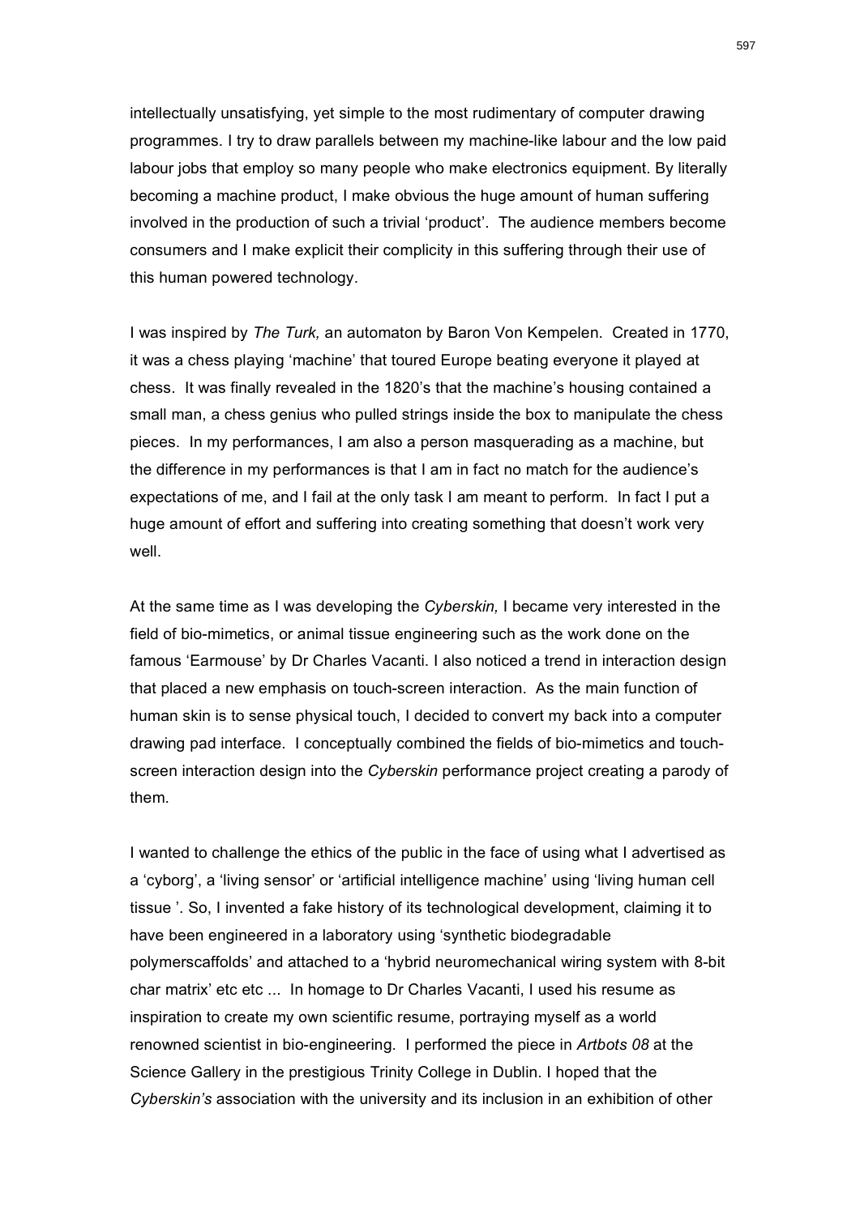intellectually unsatisfying, yet simple to the most rudimentary of computer drawing programmes. I try to draw parallels between my machine-like labour and the low paid labour jobs that employ so many people who make electronics equipment. By literally becoming a machine product, I make obvious the huge amount of human suffering involved in the production of such a trivial 'product'. The audience members become consumers and I make explicit their complicity in this suffering through their use of this human powered technology.

I was inspired by *The Turk,* an automaton by Baron Von Kempelen. Created in 1770, it was a chess playing 'machine' that toured Europe beating everyone it played at chess. It was finally revealed in the 1820's that the machine's housing contained a small man, a chess genius who pulled strings inside the box to manipulate the chess pieces. In my performances, I am also a person masquerading as a machine, but the difference in my performances is that I am in fact no match for the audience's expectations of me, and I fail at the only task I am meant to perform. In fact I put a huge amount of effort and suffering into creating something that doesn't work very well.

At the same time as I was developing the *Cyberskin,* I became very interested in the field of bio-mimetics, or animal tissue engineering such as the work done on the famous 'Earmouse' by Dr Charles Vacanti. I also noticed a trend in interaction design that placed a new emphasis on touch-screen interaction. As the main function of human skin is to sense physical touch, I decided to convert my back into a computer drawing pad interface. I conceptually combined the fields of bio-mimetics and touch-screen interaction design into the *Cyberskin* performance project creating a parody of them.

I wanted to challenge the ethics of the public in the face of using what I advertised as a 'cyborg', a 'living sensor' or 'artificial intelligence machine' using 'living human cell tissue '. So, I invented a fake history of its technological development, claiming it to have been engineered in a laboratory using 'synthetic biodegradable polymerscaffolds' and attached to a 'hybrid neuromechanical wiring system with 8-bit char matrix' etc etc ... In homage to Dr Charles Vacanti, I used his resume as inspiration to create my own scientific resume, portraying myself as a world renowned scientist in bio-engineering. I performed the piece in *Artbots 08* at the Science Gallery in the prestigious Trinity College in Dublin. I hoped that the *Cyberskin's* association with the university and its inclusion in an exhibition of other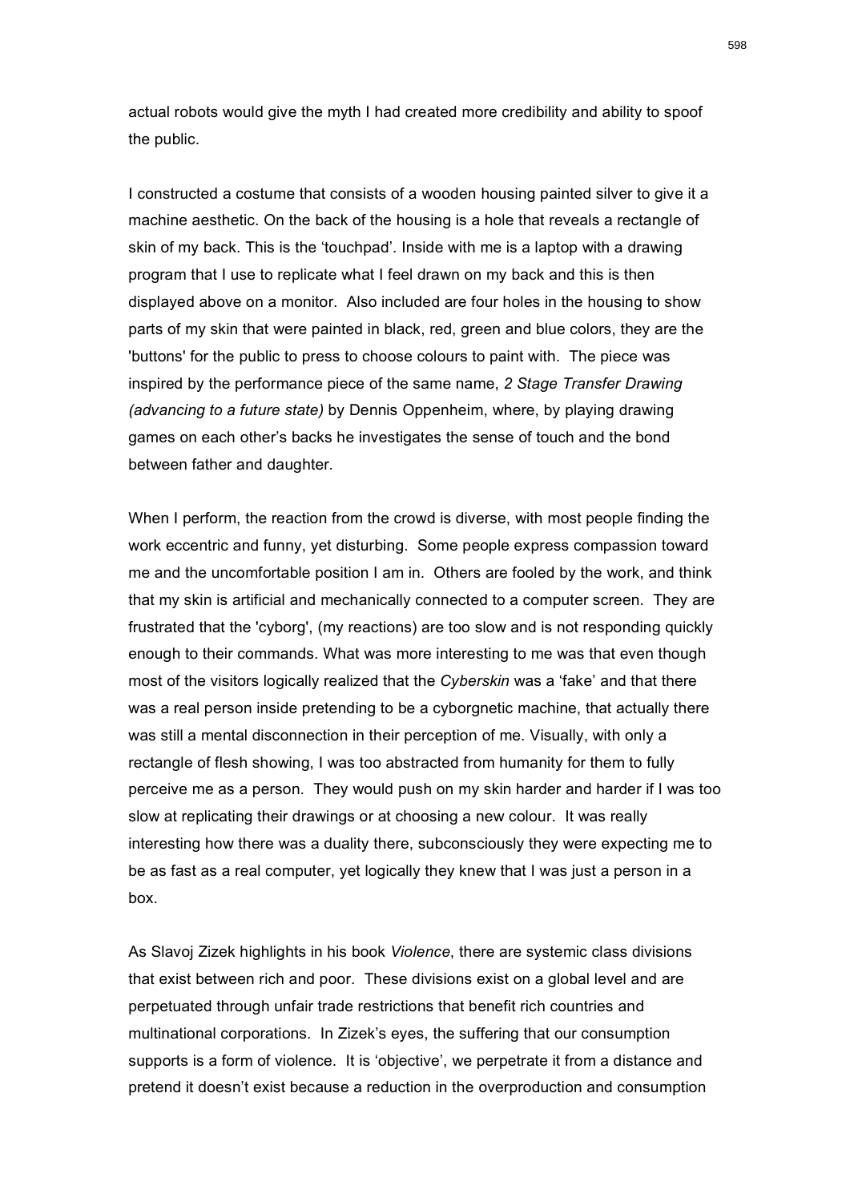actual robots would give the myth I had created more credibility and ability to spoof the public.

I constructed a costume that consists of a wooden housing painted silver to give it a machine aesthetic. On the back of the housing is a hole that reveals a rectangle of skin of my back. This is the 'touchpad'. Inside with me is a laptop with a drawing program that I use to replicate what I feel drawn on my back and this is then displayed above on a monitor. Also included are four holes in the housing to show parts of my skin that were painted in black, red, green and blue colors, they are the 'buttons' for the public to press to choose colours to paint with. The piece was inspired by the performance piece of the same name, *2 Stage Transfer Drawing (advancing to a future state)* by Dennis Oppenheim, where, by playing drawing games on each other's backs he investigates the sense of touch and the bond between father and daughter.

When I perform, the reaction from the crowd is diverse, with most people finding the work eccentric and funny, yet disturbing. Some people express compassion toward me and the uncomfortable position I am in. Others are fooled by the work, and think that my skin is artificial and mechanically connected to a computer screen. They are frustrated that the 'cyborg', (my reactions) are too slow and is not responding quickly enough to their commands. What was more interesting to me was that even though most of the visitors logically realized that the *Cyberskin* was a 'fake' and that there was a real person inside pretending to be a cyborgnetic machine, that actually there was still a mental disconnection in their perception of me. Visually, with only a rectangle of flesh showing, I was too abstracted from humanity for them to fully perceive me as a person. They would push on my skin harder and harder if I was too slow at replicating their drawings or at choosing a new colour. It was really interesting how there was a duality there, subconsciously they were expecting me to be as fast as a real computer, yet logically they knew that I was just a person in a box.

As Slavoj Zizek highlights in his book *Violence*, there are systemic class divisions that exist between rich and poor. These divisions exist on a global level and are perpetuated through unfair trade restrictions that benefit rich countries and multinational corporations. In Zizek's eyes, the suffering that our consumption supports is a form of violence. It is 'objective', we perpetrate it from a distance and pretend it doesn't exist because a reduction in the overproduction and consumption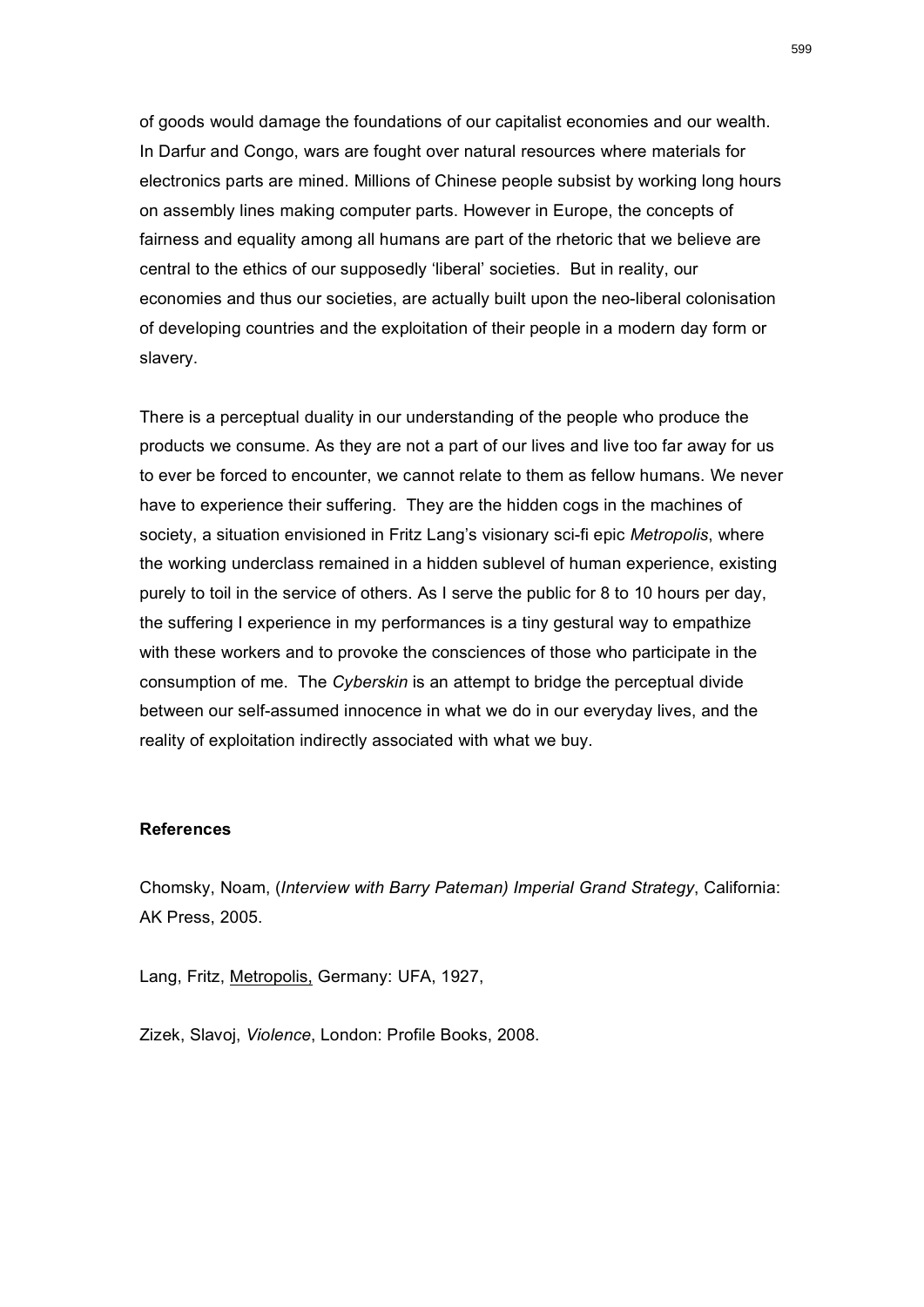of goods would damage the foundations of our capitalist economies and our wealth. In Darfur and Congo, wars are fought over natural resources where materials for electronics parts are mined. Millions of Chinese people subsist by working long hours on assembly lines making computer parts. However in Europe, the concepts of fairness and equality among all humans are part of the rhetoric that we believe are central to the ethics of our supposedly 'liberal' societies. But in reality, our economies and thus our societies, are actually built upon the neo-liberal colonisation of developing countries and the exploitation of their people in a modern day form or slavery.

There is a perceptual duality in our understanding of the people who produce the products we consume. As they are not a part of our lives and live too far away for us to ever be forced to encounter, we cannot relate to them as fellow humans. We never have to experience their suffering. They are the hidden cogs in the machines of society, a situation envisioned in Fritz Lang's visionary sci-fi epic *Metropolis*, where the working underclass remained in a hidden sublevel of human experience, existing purely to toil in the service of others. As I serve the public for 8 to 10 hours per day, the suffering I experience in my performances is a tiny gestural way to empathize with these workers and to provoke the consciences of those who participate in the consumption of me. The *Cyberskin* is an attempt to bridge the perceptual divide between our self-assumed innocence in what we do in our everyday lives, and the reality of exploitation indirectly associated with what we buy.

**References**

Chomsky, Noam, (*Interview with Barry Pateman) Imperial Grand Strategy*, California: AK Press, 2005.

Lang, Fritz, <u>Metropolis,</u> Germany: UFA, 1927,

Zizek, Slavoj, *Violence*, London: Profile Books, 2008.